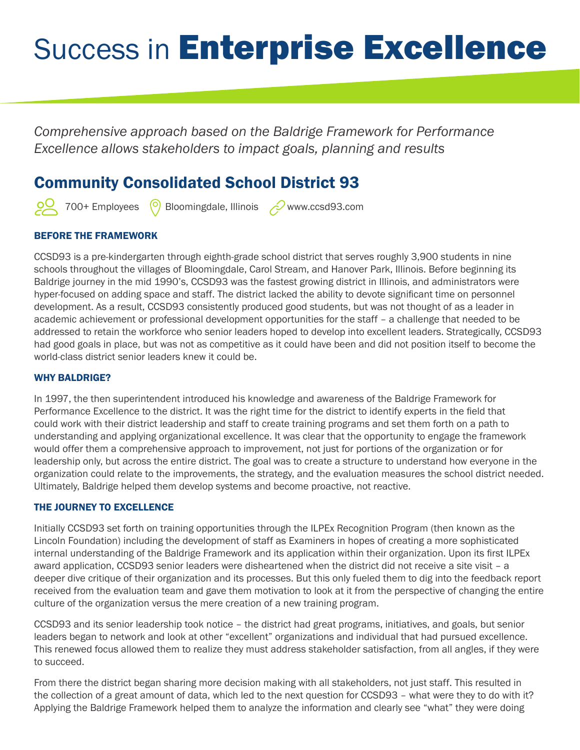# Success in **Enterprise Excellence**

*Comprehensive approach based on the Baldrige Framework for Performance Excellence allows stakeholders to impact goals, planning and results*

## Community Consolidated School District 93

700+ Employees  Bloomingdale, Illinois  www.ccsd93.com

### BEFORE THE FRAMEWORK

CCSD93 is a pre-kindergarten through eighth-grade school district that serves roughly 3,900 students in nine schools throughout the villages of Bloomingdale, Carol Stream, and Hanover Park, Illinois. Before beginning its Baldrige journey in the mid 1990's, CCSD93 was the fastest growing district in Illinois, and administrators were hyper-focused on adding space and staff. The district lacked the ability to devote significant time on personnel development. As a result, CCSD93 consistently produced good students, but was not thought of as a leader in academic achievement or professional development opportunities for the staff – a challenge that needed to be addressed to retain the workforce who senior leaders hoped to develop into excellent leaders. Strategically, CCSD93 had good goals in place, but was not as competitive as it could have been and did not position itself to become the world-class district senior leaders knew it could be.

### WHY BALDRIGE?

In 1997, the then superintendent introduced his knowledge and awareness of the Baldrige Framework for Performance Excellence to the district. It was the right time for the district to identify experts in the field that could work with their district leadership and staff to create training programs and set them forth on a path to understanding and applying organizational excellence. It was clear that the opportunity to engage the framework would offer them a comprehensive approach to improvement, not just for portions of the organization or for leadership only, but across the entire district. The goal was to create a structure to understand how everyone in the organization could relate to the improvements, the strategy, and the evaluation measures the school district needed. Ultimately, Baldrige helped them develop systems and become proactive, not reactive.

### THE JOURNEY TO EXCELLENCE

Initially CCSD93 set forth on training opportunities through the ILPEx Recognition Program (then known as the Lincoln Foundation) including the development of staff as Examiners in hopes of creating a more sophisticated internal understanding of the Baldrige Framework and its application within their organization. Upon its first ILPEx award application, CCSD93 senior leaders were disheartened when the district did not receive a site visit – a deeper dive critique of their organization and its processes. But this only fueled them to dig into the feedback report received from the evaluation team and gave them motivation to look at it from the perspective of changing the entire culture of the organization versus the mere creation of a new training program.

CCSD93 and its senior leadership took notice – the district had great programs, initiatives, and goals, but senior leaders began to network and look at other "excellent" organizations and individual that had pursued excellence. This renewed focus allowed them to realize they must address stakeholder satisfaction, from all angles, if they were to succeed.

From there the district began sharing more decision making with all stakeholders, not just staff. This resulted in the collection of a great amount of data, which led to the next question for CCSD93 – what were they to do with it? Applying the Baldrige Framework helped them to analyze the information and clearly see "what" they were doing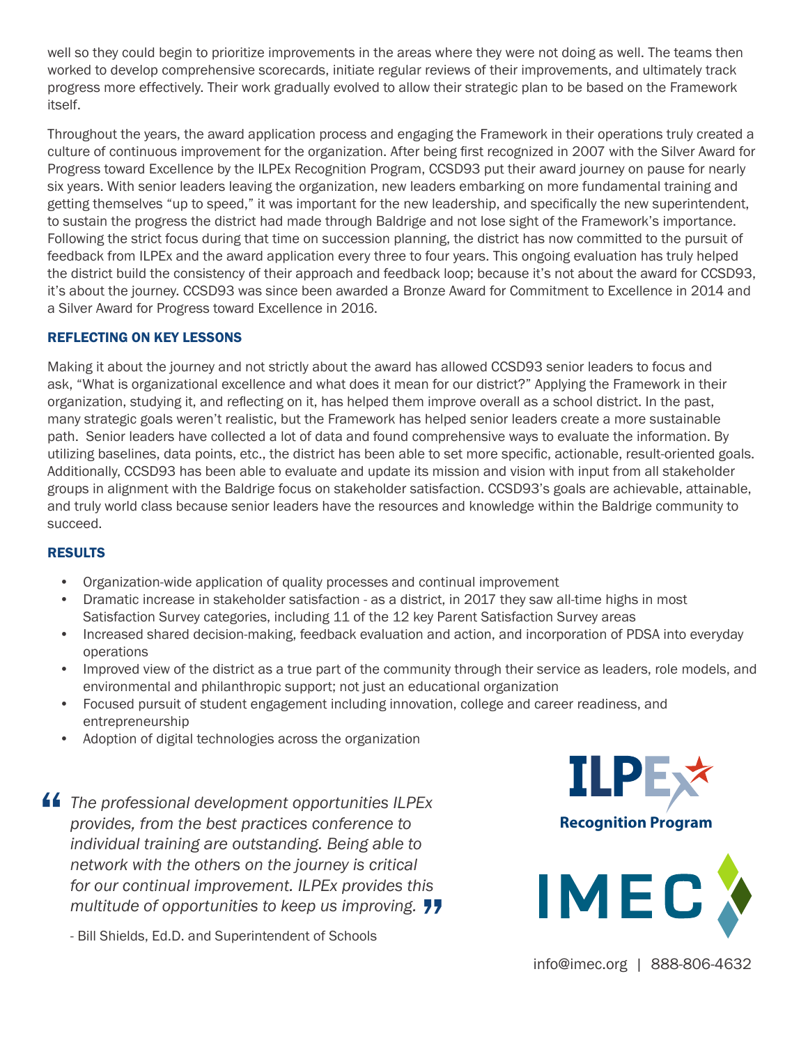well so they could begin to prioritize improvements in the areas where they were not doing as well. The teams then worked to develop comprehensive scorecards, initiate regular reviews of their improvements, and ultimately track progress more effectively. Their work gradually evolved to allow their strategic plan to be based on the Framework itself.

Throughout the years, the award application process and engaging the Framework in their operations truly created a culture of continuous improvement for the organization. After being first recognized in 2007 with the Silver Award for Progress toward Excellence by the ILPEx Recognition Program, CCSD93 put their award journey on pause for nearly six years. With senior leaders leaving the organization, new leaders embarking on more fundamental training and getting themselves "up to speed," it was important for the new leadership, and specifically the new superintendent, to sustain the progress the district had made through Baldrige and not lose sight of the Framework's importance. Following the strict focus during that time on succession planning, the district has now committed to the pursuit of feedback from ILPEx and the award application every three to four years. This ongoing evaluation has truly helped the district build the consistency of their approach and feedback loop; because it's not about the award for CCSD93, it's about the journey. CCSD93 was since been awarded a Bronze Award for Commitment to Excellence in 2014 and a Silver Award for Progress toward Excellence in 2016.

## REFLECTING ON KEY LESSONS

Making it about the journey and not strictly about the award has allowed CCSD93 senior leaders to focus and ask, "What is organizational excellence and what does it mean for our district?" Applying the Framework in their organization, studying it, and reflecting on it, has helped them improve overall as a school district. In the past, many strategic goals weren't realistic, but the Framework has helped senior leaders create a more sustainable path. Senior leaders have collected a lot of data and found comprehensive ways to evaluate the information. By utilizing baselines, data points, etc., the district has been able to set more specific, actionable, result-oriented goals. Additionally, CCSD93 has been able to evaluate and update its mission and vision with input from all stakeholder groups in alignment with the Baldrige focus on stakeholder satisfaction. CCSD93's goals are achievable, attainable, and truly world class because senior leaders have the resources and knowledge within the Baldrige community to succeed.

## RESULTS

- Organization-wide application of quality processes and continual improvement
- Dramatic increase in stakeholder satisfaction - as a district, in 2017 they saw all-time highs in most Satisfaction Survey categories, including 11 of the 12 key Parent Satisfaction Survey areas
- Increased shared decision-making, feedback evaluation and action, and incorporation of PDSA into everyday operations
- Improved view of the district as a true part of the community through their service as leaders, role models, and environmental and philanthropic support; not just an educational organization
- Focused pursuit of student engagement including innovation, college and career readiness, and entrepreneurship
- Adoption of digital technologies across the organization

> *"The professional development opportunities ILPEx provides, from the best practices conference to individual training are outstanding. Being able to network with the others on the journey is critical for our continual improvement. ILPEx provides this multitude of opportunities to keep us improving."*
>
> \- Bill Shields, Ed.D. and Superintendent of Schools

ILPEx Recognition Program

IMEC

info@imec.org | 888-806-4632